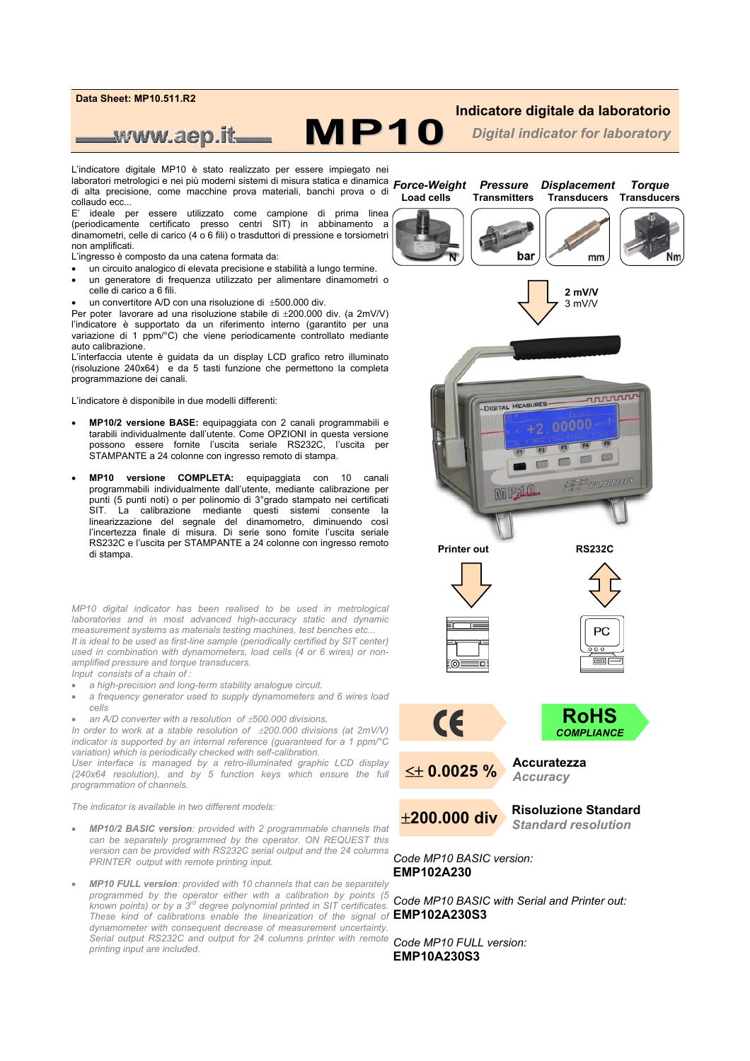Data Sheet: MP10.511.R2

www.aep.it

# MP10

## Indicatore digitale da laboratorio

*Digital indicator for laboratory*

L'indicatore digitale MP10 è stato realizzato per essere impiegato nei laboratori metrologici e nei più moderni sistemi di misura statica e dinamica di alta precisione, come macchine prova materiali, banchi prova o di collaudo ecc...
E' ideale per essere utilizzato come campione di prima linea (periodicamente certificato presso centri SIT) in abbinamento a dinamometri, celle di carico (4 o 6 fili) o trasduttori di pressione e torsiometri non amplificati.
L'ingresso è composto da una catena formata da:

- un circuito analogico di elevata precisione e stabilità a lungo termine.
- un generatore di frequenza utilizzato per alimentare dinamometri o celle di carico a 6 fili.
- un convertitore A/D con una risoluzione di ±500.000 div.

Per poter lavorare ad una risoluzione stabile di ±200.000 div. (a 2mV/V) l'indicatore è supportato da un riferimento interno (garantito per una variazione di 1 ppm/°C) che viene periodicamente controllato mediante auto calibrazione.
L'interfaccia utente è guidata da un display LCD grafico retro illuminato (risoluzione 240x64) e da 5 tasti funzione che permettono la completa programmazione dei canali.

L'indicatore è disponibile in due modelli differenti:

- **MP10/2 versione BASE:** equipaggiata con 2 canali programmabili e tarabili individualmente dall'utente. Come OPZIONI in questa versione possono essere fornite l'uscita seriale RS232C, l'uscita per STAMPANTE a 24 colonne con ingresso remoto di stampa.
- **MP10 versione COMPLETA:** equipaggiata con 10 canali programmabili individualmente dall'utente, mediante calibrazione per punti (5 punti noti) o per polinomio di 3°grado stampato nei certificati SIT. La calibrazione mediante questi sistemi consente la linearizzazione del segnale del dinamometro, diminuendo così l'incertezza finale di misura. Di serie sono fornite l'uscita seriale RS232C e l'uscita per STAMPANTE a 24 colonne con ingresso remoto di stampa.

*MP10 digital indicator has been realised to be used in metrological laboratories and in most advanced high-accuracy static and dynamic measurement systems as materials testing machines, test benches etc...*
*It is ideal to be used as first-line sample (periodically certified by SIT center) used in combination with dynamometers, load cells (4 or 6 wires) or non-amplified pressure and torque transducers.*
*Input consists of a chain of :*

- *a high-precision and long-term stability analogue circuit.*
- *a frequency generator used to supply dynamometers and 6 wires load cells*
- *an A/D converter with a resolution of ±500.000 divisions.*

*In order to work at a stable resolution of ±200.000 divisions (at 2mV/V) indicator is supported by an internal reference (guaranteed for a 1 ppm/°C variation) which is periodically checked with self-calibration.*
*User interface is managed by a retro-illuminated graphic LCD display (240x64 resolution), and by 5 function keys which ensure the full programmation of channels.*

*The indicator is available in two different models:*

- ***MP10/2 BASIC version**: provided with 2 programmable channels that can be separately programmed by the operator. ON REQUEST this version can be provided with RS232C serial output and the 24 columns PRINTER output with remote printing input.*
- ***MP10 FULL version**: provided with 10 channels that can be separately programmed by the operator either with a calibration by points (5 known points) or by a 3rd degree polynomial printed in SIT certificates. These kind of calibrations enable the linearization of the signal of dynamometer with consequent decrease of measurement uncertainty. Serial output RS232C and output for 24 columns printer with remote printing input are included.*

| ***Force-Weight*** Load cells | ***Pressure*** Transmitters | ***Displacement*** Transducers | ***Torque*** Transducers |
|---|---|---|---|
| N | bar | mm | Nm |

**2 mV/V**
3 mV/V

**Printer out** **RS232C**

PC

CE **RoHS COMPLIANCE**

**≤± 0.0025 %** — **Accuratezza** *Accuracy*

**±200.000 div** — **Risoluzione Standard** *Standard resolution*

*Code MP10 BASIC version:*
**EMP102A230**

*Code MP10 BASIC with Serial and Printer out:*
**EMP102A230S3**

*Code MP10 FULL version:*
**EMP10A230S3**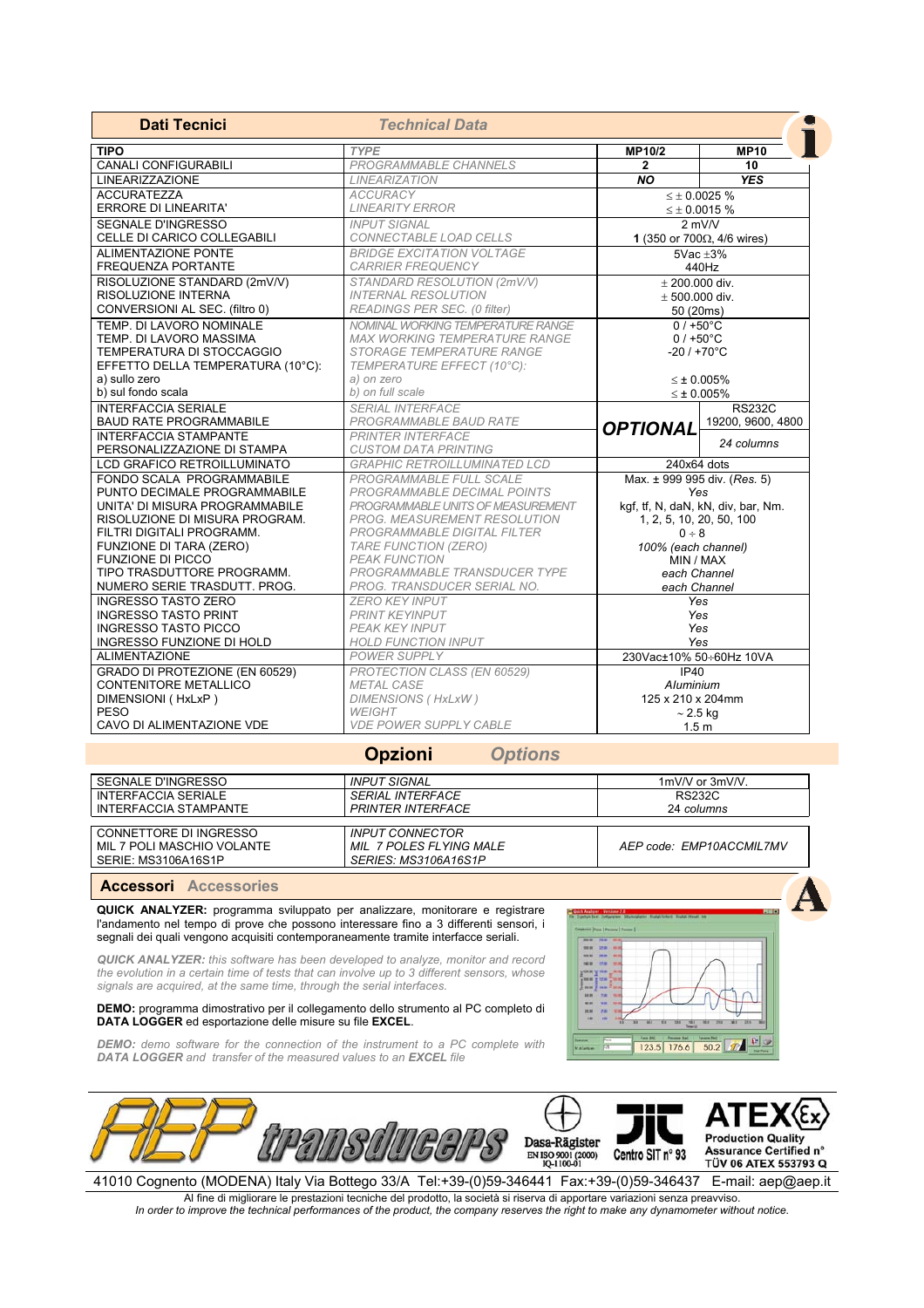## Dati Tecnici — *Technical Data*

| TIPO | *TYPE* | MP10/2 | MP10 |
|---|---|---|---|
| CANALI CONFIGURABILI | *PROGRAMMABLE CHANNELS* | 2 | 10 |
| LINEARIZZAZIONE | *LINEARIZATION* | ***NO*** | ***YES*** |
| ACCURATEZZA<br>ERRORE DI LINEARITA' | *ACCURACY*<br>*LINEARITY ERROR* | ≤ ± 0.0025 %<br>≤ ± 0.0015 % | |
| SEGNALE D'INGRESSO<br>CELLE DI CARICO COLLEGABILI | *INPUT SIGNAL*<br>*CONNECTABLE LOAD CELLS* | 2 mV/V<br>**1** (350 or 700Ω, 4/6 wires) | |
| ALIMENTAZIONE PONTE<br>FREQUENZA PORTANTE | *BRIDGE EXCITATION VOLTAGE*<br>*CARRIER FREQUENCY* | 5Vac ±3%<br>440Hz | |
| RISOLUZIONE STANDARD (2mV/V)<br>RISOLUZIONE INTERNA<br>CONVERSIONI AL SEC. (filtro 0) | *STANDARD RESOLUTION (2mV/V)*<br>*INTERNAL RESOLUTION*<br>*READINGS PER SEC. (0 filter)* | ± 200.000 div.<br>± 500.000 div.<br>50 (20ms) | |
| TEMP. DI LAVORO NOMINALE<br>TEMP. DI LAVORO MASSIMA<br>TEMPERATURA DI STOCCAGGIO<br>EFFETTO DELLA TEMPERATURA (10°C):<br>a) sullo zero<br>b) sul fondo scala | *NOMINAL WORKING TEMPERATURE RANGE*<br>*MAX WORKING TEMPERATURE RANGE*<br>*STORAGE TEMPERATURE RANGE*<br>*TEMPERATURE EFFECT (10°C):*<br>*a) on zero*<br>*b) on full scale* | 0 / +50°C<br>0 / +50°C<br>-20 / +70°C<br><br>≤ ± 0.005%<br>≤ ± 0.005% | |
| INTERFACCIA SERIALE<br>BAUD RATE PROGRAMMABILE | *SERIAL INTERFACE*<br>*PROGRAMMABLE BAUD RATE* | ***OPTIONAL*** | RS232C<br>19200, 9600, 4800 |
| INTERFACCIA STAMPANTE<br>PERSONALIZZAZIONE DI STAMPA | *PRINTER INTERFACE*<br>*CUSTOM DATA PRINTING* | | *24 columns* |
| LCD GRAFICO RETROILLUMINATO | *GRAPHIC RETROILLUMINATED LCD* | 240x64 dots | |
| FONDO SCALA PROGRAMMABILE<br>PUNTO DECIMALE PROGRAMMABILE<br>UNITA' DI MISURA PROGRAMMABILE<br>RISOLUZIONE DI MISURA PROGRAM.<br>FILTRI DIGITALI PROGRAMM.<br>FUNZIONE DI TARA (ZERO)<br>FUNZIONE DI PICCO<br>TIPO TRASDUTTORE PROGRAMM.<br>NUMERO SERIE TRASDUTT. PROG. | *PROGRAMMABLE FULL SCALE*<br>*PROGRAMMABLE DECIMAL POINTS*<br>*PROGRAMMABLE UNITS OF MEASUREMENT*<br>*PROG. MEASUREMENT RESOLUTION*<br>*PROGRAMMABLE DIGITAL FILTER*<br>*TARE FUNCTION (ZERO)*<br>*PEAK FUNCTION*<br>*PROGRAMMABLE TRANSDUCER TYPE*<br>*PROG. TRANSDUCER SERIAL NO.* | Max. ± 999 995 div. (*Res.* 5)<br>*Yes*<br>kgf, tf, N, daN, kN, div, bar, Nm.<br>1, 2, 5, 10, 20, 50, 100<br>0 ÷ 8<br>*100% (each channel)*<br>MIN / MAX<br>*each Channel*<br>*each Channel* | |
| INGRESSO TASTO ZERO<br>INGRESSO TASTO PRINT<br>INGRESSO TASTO PICCO<br>INGRESSO FUNZIONE DI HOLD | *ZERO KEY INPUT*<br>*PRINT KEYINPUT*<br>*PEAK KEY INPUT*<br>*HOLD FUNCTION INPUT* | *Yes*<br>*Yes*<br>*Yes*<br>*Yes* | |
| ALIMENTAZIONE | *POWER SUPPLY* | 230Vac±10% 50÷60Hz 10VA | |
| GRADO DI PROTEZIONE (EN 60529)<br>CONTENITORE METALLICO<br>DIMENSIONI ( HxLxP )<br>PESO<br>CAVO DI ALIMENTAZIONE VDE | *PROTECTION CLASS (EN 60529)*<br>*METAL CASE*<br>*DIMENSIONS ( HxLxW )*<br>*WEIGHT*<br>*VDE POWER SUPPLY CABLE* | IP40<br>*Aluminium*<br>125 x 210 x 204mm<br>~ 2.5 kg<br>1.5 m | |

## Opzioni — *Options*

| | | |
|---|---|---|
| SEGNALE D'INGRESSO | *INPUT SIGNAL* | 1mV/V or 3mV/V. |
| INTERFACCIA SERIALE<br>INTERFACCIA STAMPANTE | *SERIAL INTERFACE*<br>*PRINTER INTERFACE* | RS232C<br>*24 columns* |
| CONNETTORE DI INGRESSO<br>MIL 7 POLI MASCHIO VOLANTE<br>SERIE: MS3106A16S1P | *INPUT CONNECTOR*<br>*MIL 7 POLES FLYING MALE*<br>*SERIES: MS3106A16S1P* | *AEP code: EMP10ACCMIL7MV* |

## Accessori — *Accessories*

**QUICK ANALYZER:** programma sviluppato per analizzare, monitorare e registrare l'andamento nel tempo di prove che possono interessare fino a 3 differenti sensori, i segnali dei quali vengono acquisiti contemporaneamente tramite interfacce seriali.

***QUICK ANALYZER:*** *this software has been developed to analyze, monitor and record the evolution in a certain time of tests that can involve up to 3 different sensors, whose signals are acquired, at the same time, through the serial interfaces.*

**DEMO:** programma dimostrativo per il collegamento dello strumento al PC completo di **DATA LOGGER** ed esportazione delle misure su file **EXCEL**.

***DEMO:*** *demo software for the connection of the instrument to a PC complete with* ***DATA LOGGER*** *and transfer of the measured values to an* ***EXCEL*** *file*

AEP transducers — Dasa-Rägister EN ISO 9001 (2000) IQ-1100-01 — Centro SIT n° 93 — ATEX Production Quality Assurance Certified n° TÜV 06 ATEX 553793 Q

41010 Cognento (MODENA) Italy Via Bottego 33/A Tel:+39-(0)59-346441 Fax:+39-(0)59-346437 E-mail: aep@aep.it

Al fine di migliorare le prestazioni tecniche del prodotto, la società si riserva di apportare variazioni senza preavviso.
*In order to improve the technical performances of the product, the company reserves the right to make any dynamometer without notice.*